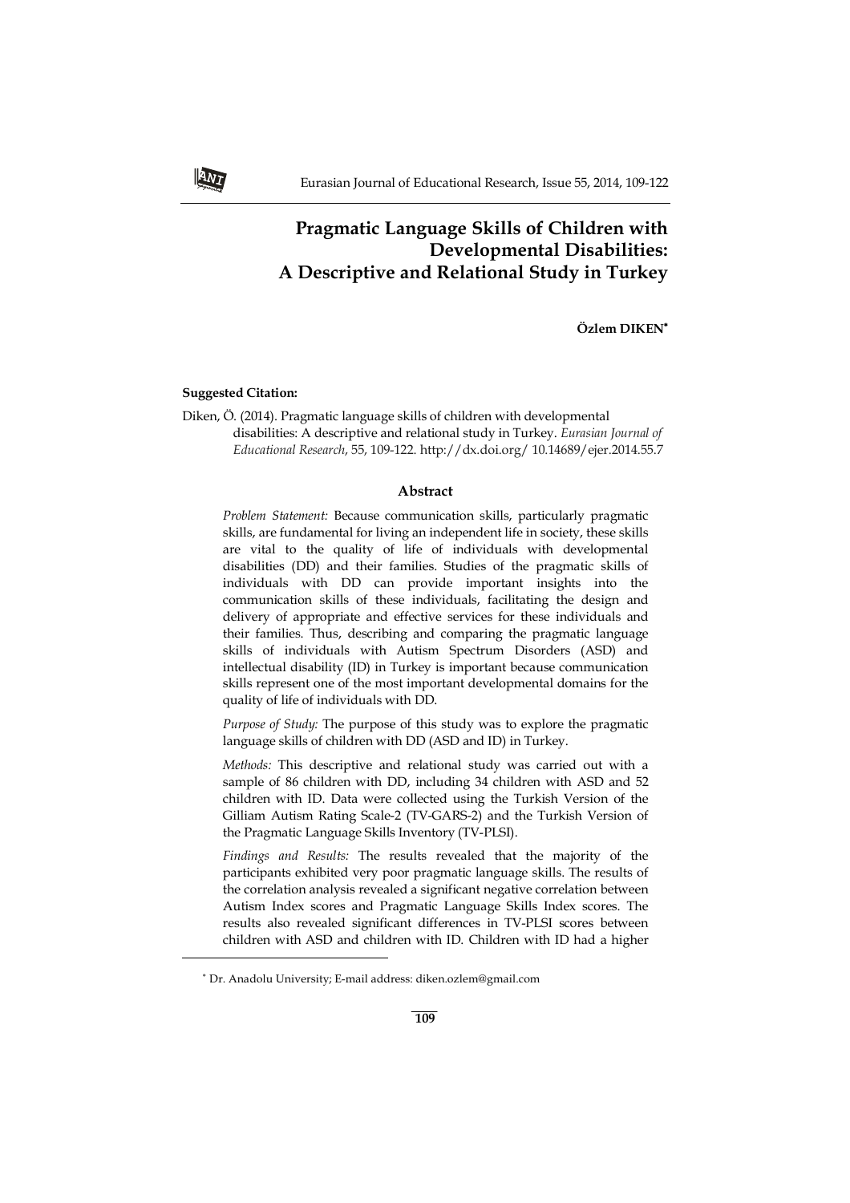# Pragmatic Language Skills of Children with Developmental Disabilities: A Descriptive and Relational Study in Turkey

**Özlem DIKEN**[*]

**Suggested Citation:**

Diken, Ö. (2014). Pragmatic language skills of children with developmental disabilities: A descriptive and relational study in Turkey. *Eurasian Journal of Educational Research*, 55, 109-122. http://dx.doi.org/ 10.14689/ejer.2014.55.7

## Abstract

*Problem Statement:* Because communication skills, particularly pragmatic skills, are fundamental for living an independent life in society, these skills are vital to the quality of life of individuals with developmental disabilities (DD) and their families. Studies of the pragmatic skills of individuals with DD can provide important insights into the communication skills of these individuals, facilitating the design and delivery of appropriate and effective services for these individuals and their families. Thus, describing and comparing the pragmatic language skills of individuals with Autism Spectrum Disorders (ASD) and intellectual disability (ID) in Turkey is important because communication skills represent one of the most important developmental domains for the quality of life of individuals with DD.

*Purpose of Study:* The purpose of this study was to explore the pragmatic language skills of children with DD (ASD and ID) in Turkey.

*Methods:* This descriptive and relational study was carried out with a sample of 86 children with DD, including 34 children with ASD and 52 children with ID. Data were collected using the Turkish Version of the Gilliam Autism Rating Scale-2 (TV-GARS-2) and the Turkish Version of the Pragmatic Language Skills Inventory (TV-PLSI).

*Findings and Results:* The results revealed that the majority of the participants exhibited very poor pragmatic language skills. The results of the correlation analysis revealed a significant negative correlation between Autism Index scores and Pragmatic Language Skills Index scores. The results also revealed significant differences in TV-PLSI scores between children with ASD and children with ID. Children with ID had a higher

---

[*] Dr. Anadolu University; E-mail address: diken.ozlem@gmail.com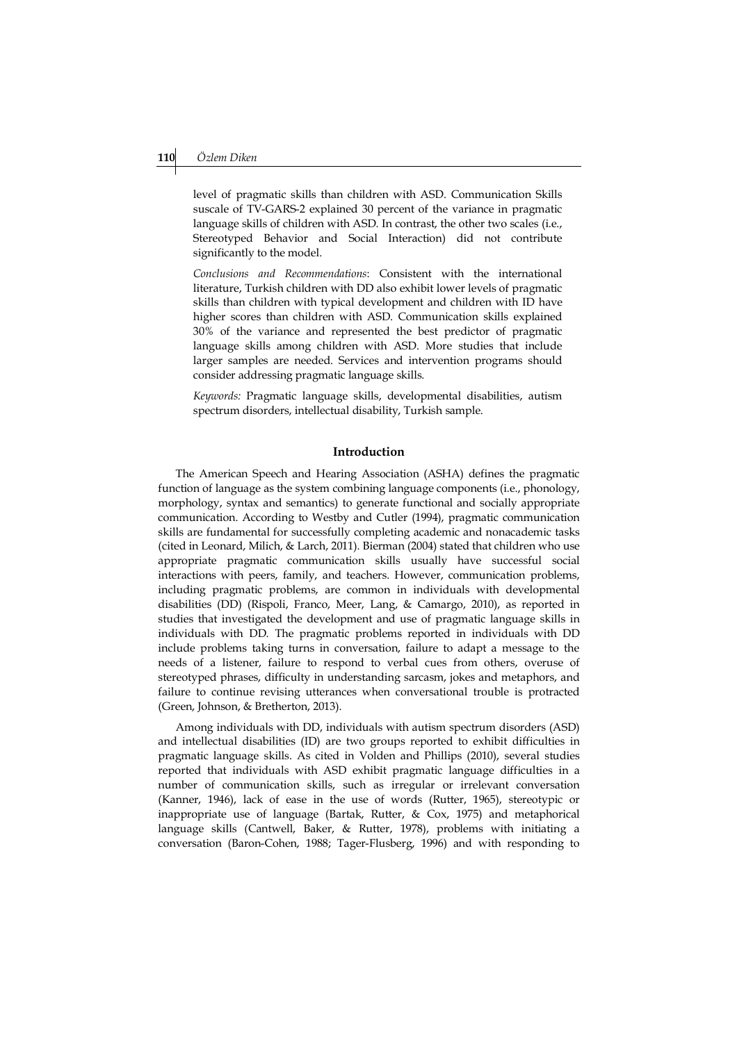level of pragmatic skills than children with ASD. Communication Skills suscale of TV-GARS-2 explained 30 percent of the variance in pragmatic language skills of children with ASD. In contrast, the other two scales (i.e., Stereotyped Behavior and Social Interaction) did not contribute significantly to the model.

*Conclusions and Recommendations*: Consistent with the international literature, Turkish children with DD also exhibit lower levels of pragmatic skills than children with typical development and children with ID have higher scores than children with ASD. Communication skills explained 30% of the variance and represented the best predictor of pragmatic language skills among children with ASD. More studies that include larger samples are needed. Services and intervention programs should consider addressing pragmatic language skills.

*Keywords:* Pragmatic language skills, developmental disabilities, autism spectrum disorders, intellectual disability, Turkish sample.

## Introduction

The American Speech and Hearing Association (ASHA) defines the pragmatic function of language as the system combining language components (i.e., phonology, morphology, syntax and semantics) to generate functional and socially appropriate communication. According to Westby and Cutler (1994), pragmatic communication skills are fundamental for successfully completing academic and nonacademic tasks (cited in Leonard, Milich, & Larch, 2011). Bierman (2004) stated that children who use appropriate pragmatic communication skills usually have successful social interactions with peers, family, and teachers. However, communication problems, including pragmatic problems, are common in individuals with developmental disabilities (DD) (Rispoli, Franco, Meer, Lang, & Camargo, 2010), as reported in studies that investigated the development and use of pragmatic language skills in individuals with DD. The pragmatic problems reported in individuals with DD include problems taking turns in conversation, failure to adapt a message to the needs of a listener, failure to respond to verbal cues from others, overuse of stereotyped phrases, difficulty in understanding sarcasm, jokes and metaphors, and failure to continue revising utterances when conversational trouble is protracted (Green, Johnson, & Bretherton, 2013).

Among individuals with DD, individuals with autism spectrum disorders (ASD) and intellectual disabilities (ID) are two groups reported to exhibit difficulties in pragmatic language skills. As cited in Volden and Phillips (2010), several studies reported that individuals with ASD exhibit pragmatic language difficulties in a number of communication skills, such as irregular or irrelevant conversation (Kanner, 1946), lack of ease in the use of words (Rutter, 1965), stereotypic or inappropriate use of language (Bartak, Rutter, & Cox, 1975) and metaphorical language skills (Cantwell, Baker, & Rutter, 1978), problems with initiating a conversation (Baron-Cohen, 1988; Tager-Flusberg, 1996) and with responding to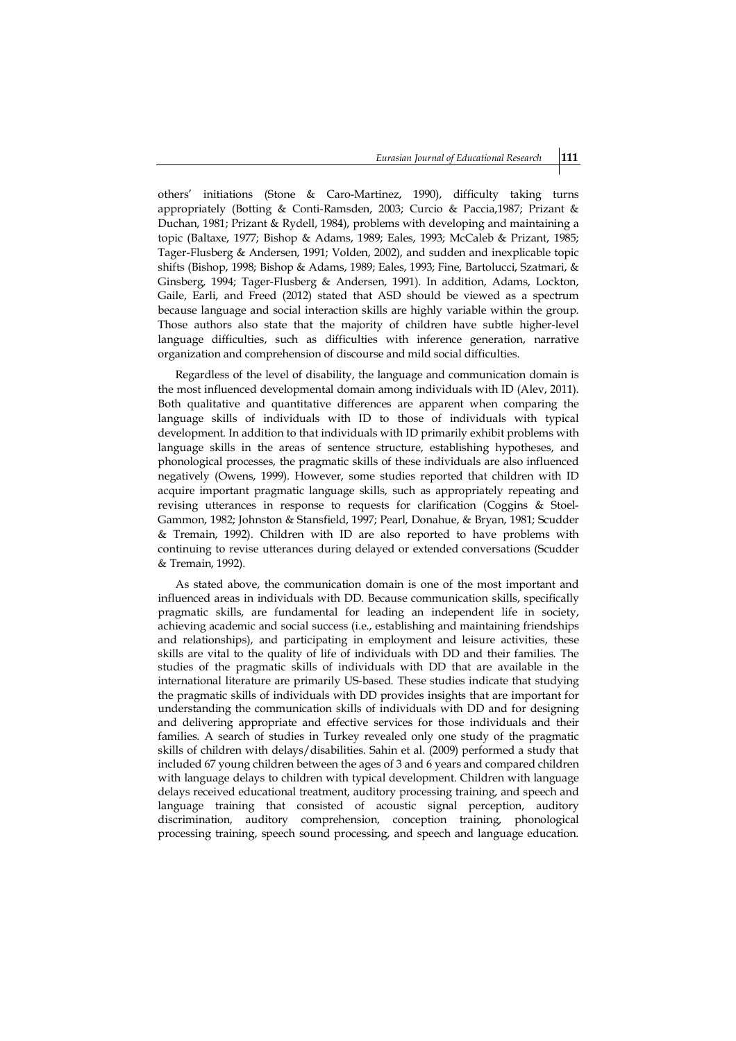others' initiations (Stone & Caro-Martinez, 1990), difficulty taking turns appropriately (Botting & Conti-Ramsden, 2003; Curcio & Paccia,1987; Prizant & Duchan, 1981; Prizant & Rydell, 1984), problems with developing and maintaining a topic (Baltaxe, 1977; Bishop & Adams, 1989; Eales, 1993; McCaleb & Prizant, 1985; Tager-Flusberg & Andersen, 1991; Volden, 2002), and sudden and inexplicable topic shifts (Bishop, 1998; Bishop & Adams, 1989; Eales, 1993; Fine, Bartolucci, Szatmari, & Ginsberg, 1994; Tager-Flusberg & Andersen, 1991). In addition, Adams, Lockton, Gaile, Earli, and Freed (2012) stated that ASD should be viewed as a spectrum because language and social interaction skills are highly variable within the group. Those authors also state that the majority of children have subtle higher-level language difficulties, such as difficulties with inference generation, narrative organization and comprehension of discourse and mild social difficulties.

Regardless of the level of disability, the language and communication domain is the most influenced developmental domain among individuals with ID (Alev, 2011). Both qualitative and quantitative differences are apparent when comparing the language skills of individuals with ID to those of individuals with typical development. In addition to that individuals with ID primarily exhibit problems with language skills in the areas of sentence structure, establishing hypotheses, and phonological processes, the pragmatic skills of these individuals are also influenced negatively (Owens, 1999). However, some studies reported that children with ID acquire important pragmatic language skills, such as appropriately repeating and revising utterances in response to requests for clarification (Coggins & Stoel-Gammon, 1982; Johnston & Stansfield, 1997; Pearl, Donahue, & Bryan, 1981; Scudder & Tremain, 1992). Children with ID are also reported to have problems with continuing to revise utterances during delayed or extended conversations (Scudder & Tremain, 1992).

As stated above, the communication domain is one of the most important and influenced areas in individuals with DD. Because communication skills, specifically pragmatic skills, are fundamental for leading an independent life in society, achieving academic and social success (i.e., establishing and maintaining friendships and relationships), and participating in employment and leisure activities, these skills are vital to the quality of life of individuals with DD and their families. The studies of the pragmatic skills of individuals with DD that are available in the international literature are primarily US-based. These studies indicate that studying the pragmatic skills of individuals with DD provides insights that are important for understanding the communication skills of individuals with DD and for designing and delivering appropriate and effective services for those individuals and their families. A search of studies in Turkey revealed only one study of the pragmatic skills of children with delays/disabilities. Sahin et al. (2009) performed a study that included 67 young children between the ages of 3 and 6 years and compared children with language delays to children with typical development. Children with language delays received educational treatment, auditory processing training, and speech and language training that consisted of acoustic signal perception, auditory discrimination, auditory comprehension, conception training, phonological processing training, speech sound processing, and speech and language education.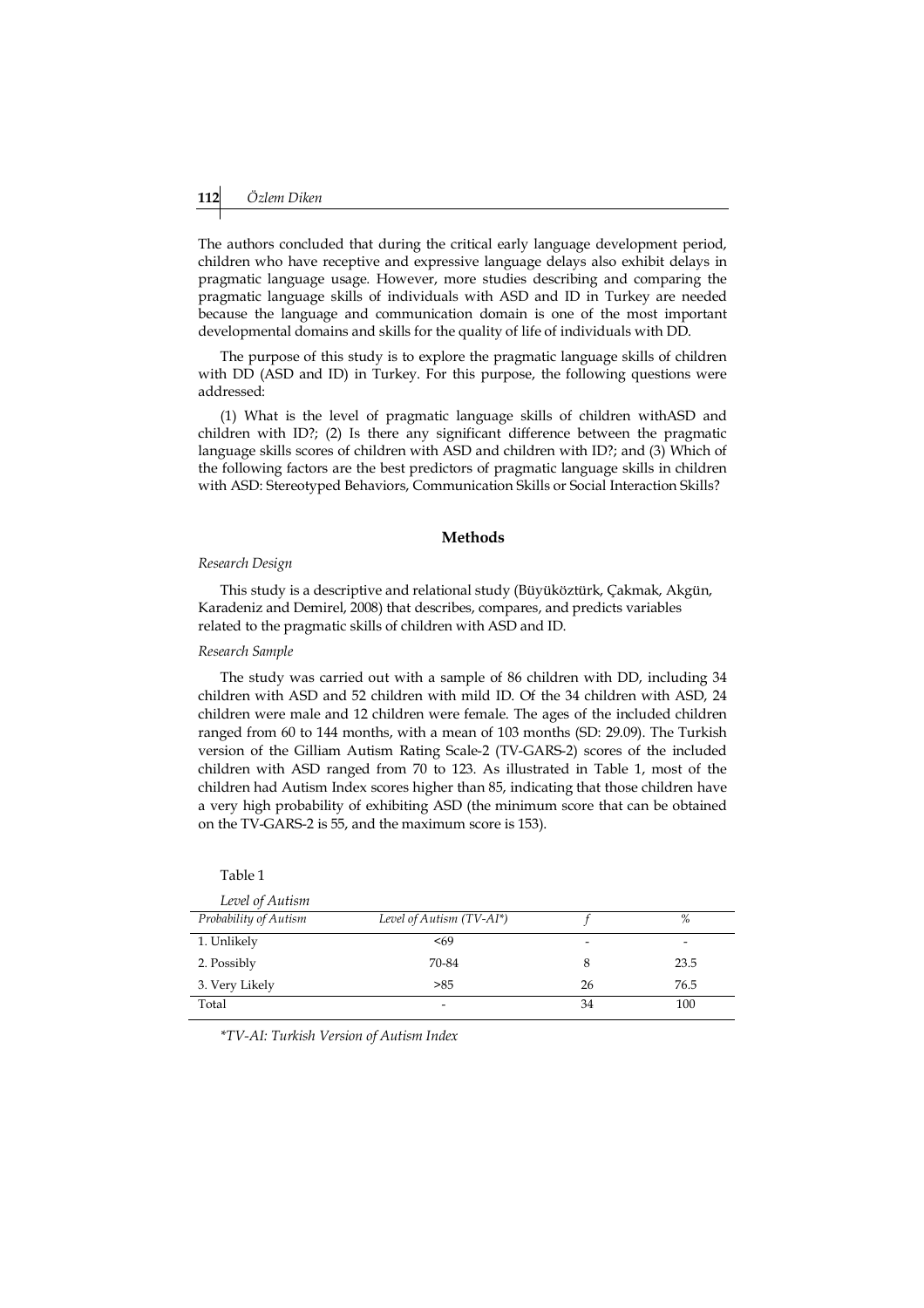The authors concluded that during the critical early language development period, children who have receptive and expressive language delays also exhibit delays in pragmatic language usage. However, more studies describing and comparing the pragmatic language skills of individuals with ASD and ID in Turkey are needed because the language and communication domain is one of the most important developmental domains and skills for the quality of life of individuals with DD.

The purpose of this study is to explore the pragmatic language skills of children with DD (ASD and ID) in Turkey. For this purpose, the following questions were addressed:

(1) What is the level of pragmatic language skills of children withASD and children with ID?; (2) Is there any significant difference between the pragmatic language skills scores of children with ASD and children with ID?; and (3) Which of the following factors are the best predictors of pragmatic language skills in children with ASD: Stereotyped Behaviors, Communication Skills or Social Interaction Skills?

## Methods

### *Research Design*

This study is a descriptive and relational study (Büyüköztürk, Çakmak, Akgün, Karadeniz and Demirel, 2008) that describes, compares, and predicts variables related to the pragmatic skills of children with ASD and ID.

### *Research Sample*

The study was carried out with a sample of 86 children with DD, including 34 children with ASD and 52 children with mild ID. Of the 34 children with ASD, 24 children were male and 12 children were female. The ages of the included children ranged from 60 to 144 months, with a mean of 103 months (SD: 29.09). The Turkish version of the Gilliam Autism Rating Scale-2 (TV-GARS-2) scores of the included children with ASD ranged from 70 to 123. As illustrated in Table 1, most of the children had Autism Index scores higher than 85, indicating that those children have a very high probability of exhibiting ASD (the minimum score that can be obtained on the TV-GARS-2 is 55, and the maximum score is 153).

Table 1

*Level of Autism*

| *Probability of Autism* | *Level of Autism (TV-AI\*)* | *f* | *%* |
|---|---|---|---|
| 1. Unlikely | <69 | - | - |
| 2. Possibly | 70-84 | 8 | 23.5 |
| 3. Very Likely | >85 | 26 | 76.5 |
| Total | - | 34 | 100 |

*\*TV-AI: Turkish Version of Autism Index*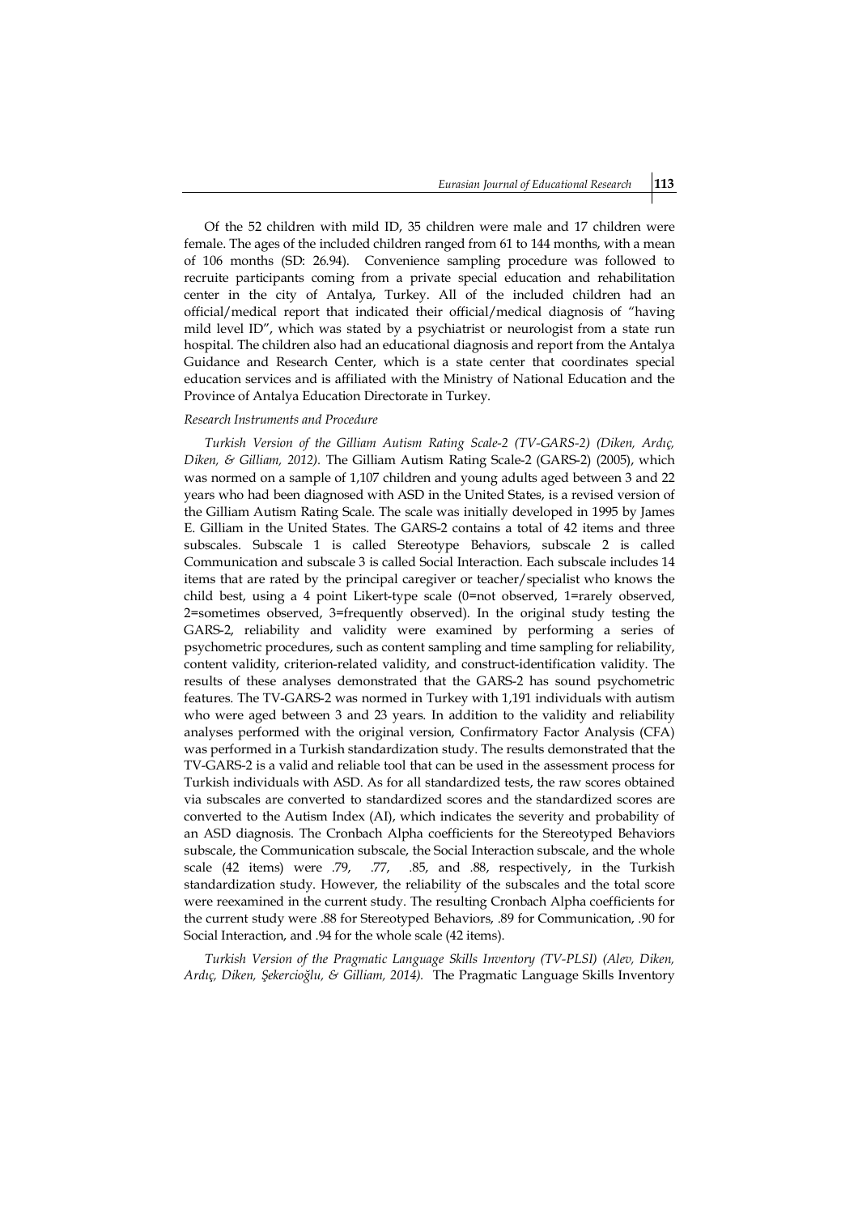Of the 52 children with mild ID, 35 children were male and 17 children were female. The ages of the included children ranged from 61 to 144 months, with a mean of 106 months (SD: 26.94). Convenience sampling procedure was followed to recruite participants coming from a private special education and rehabilitation center in the city of Antalya, Turkey. All of the included children had an official/medical report that indicated their official/medical diagnosis of "having mild level ID", which was stated by a psychiatrist or neurologist from a state run hospital. The children also had an educational diagnosis and report from the Antalya Guidance and Research Center, which is a state center that coordinates special education services and is affiliated with the Ministry of National Education and the Province of Antalya Education Directorate in Turkey.

*Research Instruments and Procedure*

*Turkish Version of the Gilliam Autism Rating Scale-2 (TV-GARS-2) (Diken, Ardıç, Diken, & Gilliam, 2012).* The Gilliam Autism Rating Scale-2 (GARS-2) (2005), which was normed on a sample of 1,107 children and young adults aged between 3 and 22 years who had been diagnosed with ASD in the United States, is a revised version of the Gilliam Autism Rating Scale. The scale was initially developed in 1995 by James E. Gilliam in the United States. The GARS-2 contains a total of 42 items and three subscales. Subscale 1 is called Stereotype Behaviors, subscale 2 is called Communication and subscale 3 is called Social Interaction. Each subscale includes 14 items that are rated by the principal caregiver or teacher/specialist who knows the child best, using a 4 point Likert-type scale (0=not observed, 1=rarely observed, 2=sometimes observed, 3=frequently observed). In the original study testing the GARS-2, reliability and validity were examined by performing a series of psychometric procedures, such as content sampling and time sampling for reliability, content validity, criterion-related validity, and construct-identification validity. The results of these analyses demonstrated that the GARS-2 has sound psychometric features. The TV-GARS-2 was normed in Turkey with 1,191 individuals with autism who were aged between 3 and 23 years. In addition to the validity and reliability analyses performed with the original version, Confirmatory Factor Analysis (CFA) was performed in a Turkish standardization study. The results demonstrated that the TV-GARS-2 is a valid and reliable tool that can be used in the assessment process for Turkish individuals with ASD. As for all standardized tests, the raw scores obtained via subscales are converted to standardized scores and the standardized scores are converted to the Autism Index (AI), which indicates the severity and probability of an ASD diagnosis. The Cronbach Alpha coefficients for the Stereotyped Behaviors subscale, the Communication subscale, the Social Interaction subscale, and the whole scale (42 items) were .79, .77, .85, and .88, respectively, in the Turkish standardization study. However, the reliability of the subscales and the total score were reexamined in the current study. The resulting Cronbach Alpha coefficients for the current study were .88 for Stereotyped Behaviors, .89 for Communication, .90 for Social Interaction, and .94 for the whole scale (42 items).

*Turkish Version of the Pragmatic Language Skills Inventory (TV-PLSI) (Alev, Diken, Ardıç, Diken, Şekercioğlu, & Gilliam, 2014).* The Pragmatic Language Skills Inventory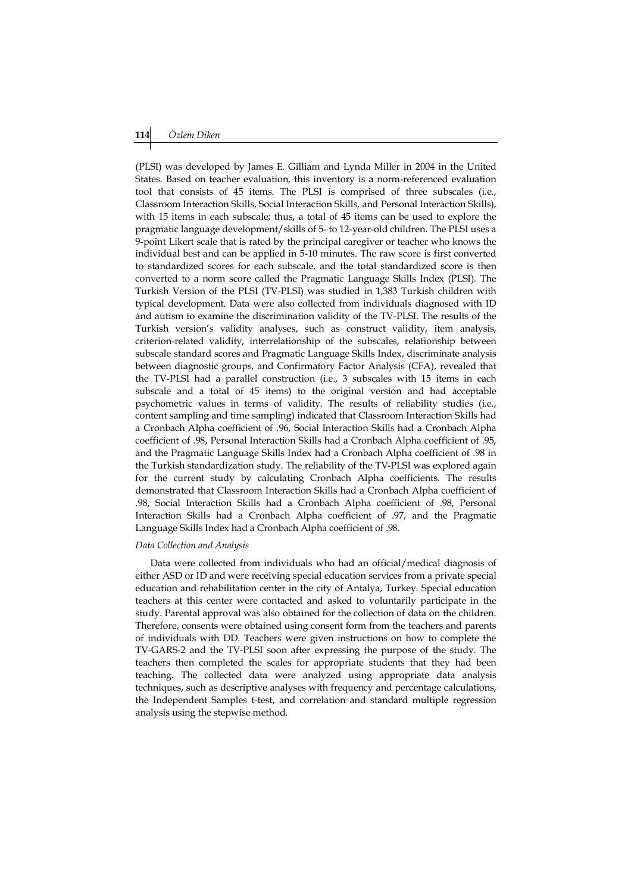(PLSI) was developed by James E. Gilliam and Lynda Miller in 2004 in the United States. Based on teacher evaluation, this inventory is a norm-referenced evaluation tool that consists of 45 items. The PLSI is comprised of three subscales (i.e., Classroom Interaction Skills, Social Interaction Skills, and Personal Interaction Skills), with 15 items in each subscale; thus, a total of 45 items can be used to explore the pragmatic language development/skills of 5- to 12-year-old children. The PLSI uses a 9-point Likert scale that is rated by the principal caregiver or teacher who knows the individual best and can be applied in 5-10 minutes. The raw score is first converted to standardized scores for each subscale, and the total standardized score is then converted to a norm score called the Pragmatic Language Skills Index (PLSI). The Turkish Version of the PLSI (TV-PLSI) was studied in 1,383 Turkish children with typical development. Data were also collected from individuals diagnosed with ID and autism to examine the discrimination validity of the TV-PLSI. The results of the Turkish version's validity analyses, such as construct validity, item analysis, criterion-related validity, interrelationship of the subscales, relationship between subscale standard scores and Pragmatic Language Skills Index, discriminate analysis between diagnostic groups, and Confirmatory Factor Analysis (CFA), revealed that the TV-PLSI had a parallel construction (i.e., 3 subscales with 15 items in each subscale and a total of 45 items) to the original version and had acceptable psychometric values in terms of validity. The results of reliability studies (i.e., content sampling and time sampling) indicated that Classroom Interaction Skills had a Cronbach Alpha coefficient of .96, Social Interaction Skills had a Cronbach Alpha coefficient of .98, Personal Interaction Skills had a Cronbach Alpha coefficient of .95, and the Pragmatic Language Skills Index had a Cronbach Alpha coefficient of .98 in the Turkish standardization study. The reliability of the TV-PLSI was explored again for the current study by calculating Cronbach Alpha coefficients. The results demonstrated that Classroom Interaction Skills had a Cronbach Alpha coefficient of .98, Social Interaction Skills had a Cronbach Alpha coefficient of .98, Personal Interaction Skills had a Cronbach Alpha coefficient of .97, and the Pragmatic Language Skills Index had a Cronbach Alpha coefficient of .98.

*Data Collection and Analysis*

Data were collected from individuals who had an official/medical diagnosis of either ASD or ID and were receiving special education services from a private special education and rehabilitation center in the city of Antalya, Turkey. Special education teachers at this center were contacted and asked to voluntarily participate in the study. Parental approval was also obtained for the collection of data on the children. Therefore, consents were obtained using consent form from the teachers and parents of individuals with DD. Teachers were given instructions on how to complete the TV-GARS-2 and the TV-PLSI soon after expressing the purpose of the study. The teachers then completed the scales for appropriate students that they had been teaching. The collected data were analyzed using appropriate data analysis techniques, such as descriptive analyses with frequency and percentage calculations, the Independent Samples t-test, and correlation and standard multiple regression analysis using the stepwise method.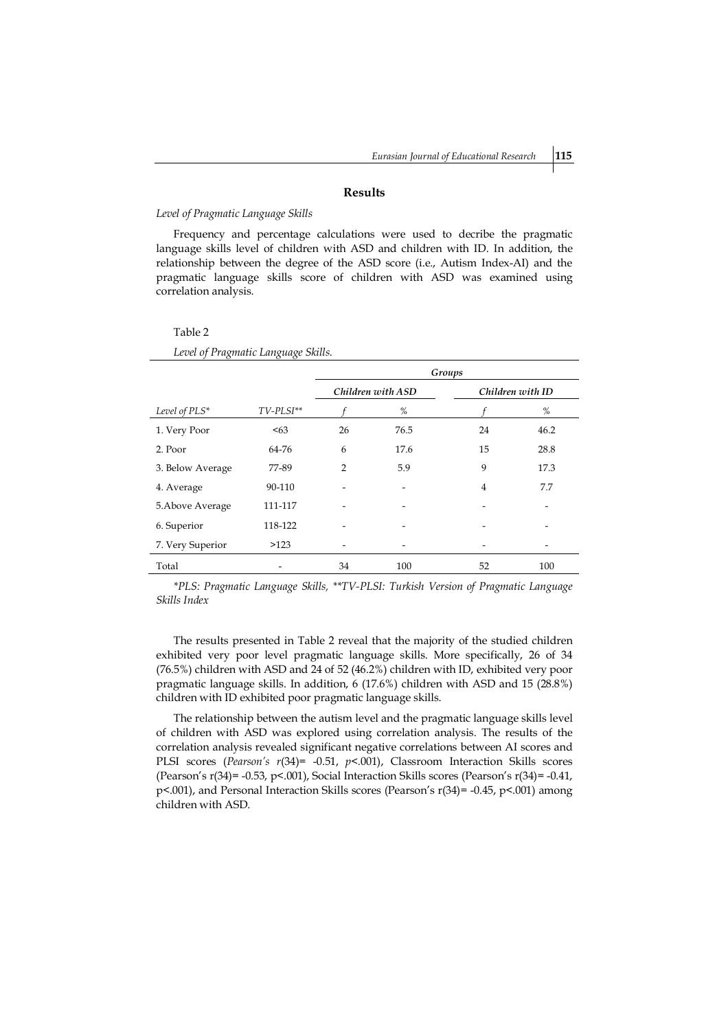## Results

*Level of Pragmatic Language Skills*

Frequency and percentage calculations were used to decribe the pragmatic language skills level of children with ASD and children with ID. In addition, the relationship between the degree of the ASD score (i.e., Autism Index-AI) and the pragmatic language skills score of children with ASD was examined using correlation analysis.

Table 2

*Level of Pragmatic Language Skills.*

| | | *Groups* | | | |
|---|---|---|---|---|---|
| | | *Children with ASD* | | *Children with ID* | |
| *Level of PLS\** | *TV-PLSI\*\** | *f* | *%* | *f* | *%* |
| 1. Very Poor | <63 | 26 | 76.5 | 24 | 46.2 |
| 2. Poor | 64-76 | 6 | 17.6 | 15 | 28.8 |
| 3. Below Average | 77-89 | 2 | 5.9 | 9 | 17.3 |
| 4. Average | 90-110 | - | - | 4 | 7.7 |
| 5.Above Average | 111-117 | - | - | - | - |
| 6. Superior | 118-122 | - | - | - | - |
| 7. Very Superior | >123 | - | - | - | - |
| Total | - | 34 | 100 | 52 | 100 |

*\*PLS: Pragmatic Language Skills, \*\*TV-PLSI: Turkish Version of Pragmatic Language Skills Index*

The results presented in Table 2 reveal that the majority of the studied children exhibited very poor level pragmatic language skills. More specifically, 26 of 34 (76.5%) children with ASD and 24 of 52 (46.2%) children with ID, exhibited very poor pragmatic language skills. In addition, 6 (17.6%) children with ASD and 15 (28.8%) children with ID exhibited poor pragmatic language skills.

The relationship between the autism level and the pragmatic language skills level of children with ASD was explored using correlation analysis. The results of the correlation analysis revealed significant negative correlations between AI scores and PLSI scores (*Pearson's* $r(34) = -0.51$, $p < .001$), Classroom Interaction Skills scores (Pearson's $r(34) = -0.53$, $p < .001$), Social Interaction Skills scores (Pearson's $r(34) = -0.41$, $p < .001$), and Personal Interaction Skills scores (Pearson's $r(34) = -0.45$, $p < .001$) among children with ASD.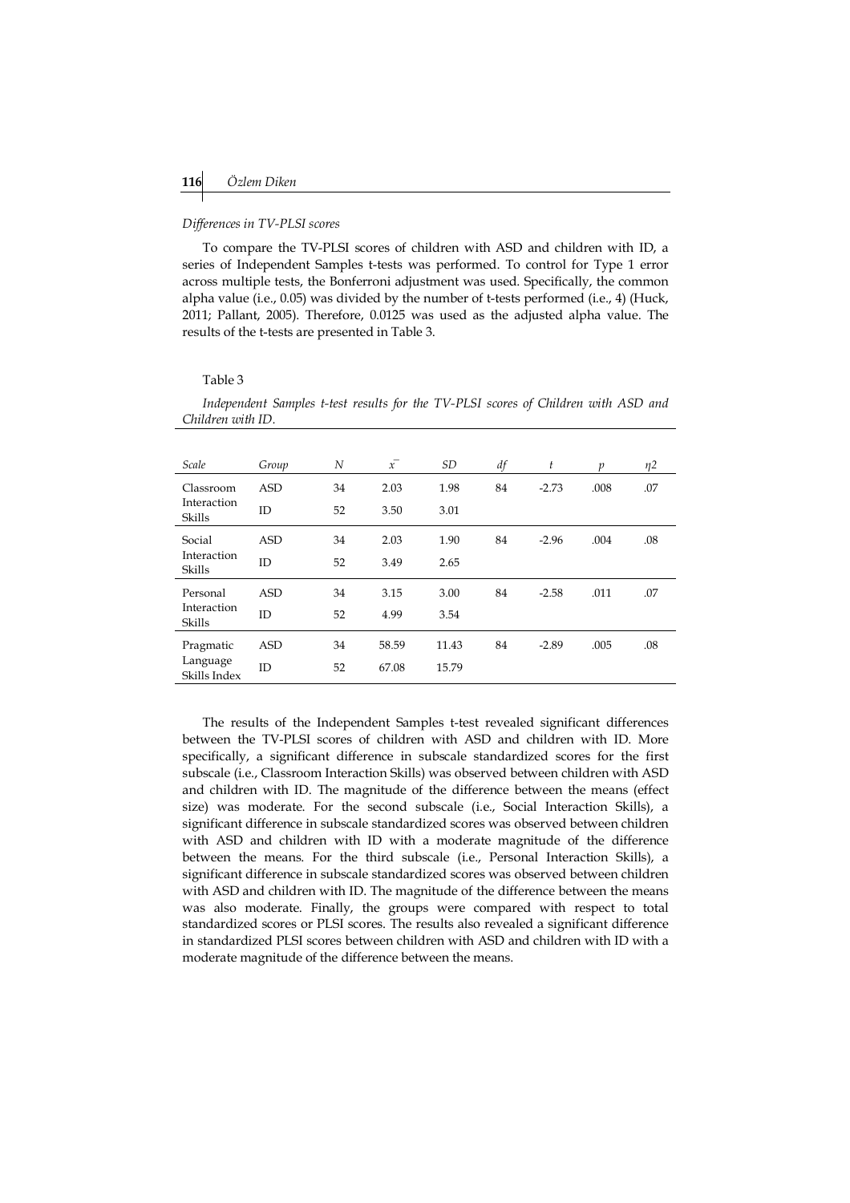*Differences in TV-PLSI scores*

To compare the TV-PLSI scores of children with ASD and children with ID, a series of Independent Samples t-tests was performed. To control for Type 1 error across multiple tests, the Bonferroni adjustment was used. Specifically, the common alpha value (i.e., 0.05) was divided by the number of t-tests performed (i.e., 4) (Huck, 2011; Pallant, 2005). Therefore, 0.0125 was used as the adjusted alpha value. The results of the t-tests are presented in Table 3.

Table 3

*Independent Samples t-test results for the TV-PLSI scores of Children with ASD and Children with ID.*

| *Scale* | *Group* | *N* | $\bar{x}$ | *SD* | *df* | *t* | *p* | $\eta^2$ |
|---|---|---|---|---|---|---|---|---|
| Classroom Interaction Skills | ASD | 34 | 2.03 | 1.98 | 84 | -2.73 | .008 | .07 |
| | ID | 52 | 3.50 | 3.01 | | | | |
| Social Interaction Skills | ASD | 34 | 2.03 | 1.90 | 84 | -2.96 | .004 | .08 |
| | ID | 52 | 3.49 | 2.65 | | | | |
| Personal Interaction Skills | ASD | 34 | 3.15 | 3.00 | 84 | -2.58 | .011 | .07 |
| | ID | 52 | 4.99 | 3.54 | | | | |
| Pragmatic Language Skills Index | ASD | 34 | 58.59 | 11.43 | 84 | -2.89 | .005 | .08 |
| | ID | 52 | 67.08 | 15.79 | | | | |

The results of the Independent Samples t-test revealed significant differences between the TV-PLSI scores of children with ASD and children with ID. More specifically, a significant difference in subscale standardized scores for the first subscale (i.e., Classroom Interaction Skills) was observed between children with ASD and children with ID. The magnitude of the difference between the means (effect size) was moderate. For the second subscale (i.e., Social Interaction Skills), a significant difference in subscale standardized scores was observed between children with ASD and children with ID with a moderate magnitude of the difference between the means. For the third subscale (i.e., Personal Interaction Skills), a significant difference in subscale standardized scores was observed between children with ASD and children with ID. The magnitude of the difference between the means was also moderate. Finally, the groups were compared with respect to total standardized scores or PLSI scores. The results also revealed a significant difference in standardized PLSI scores between children with ASD and children with ID with a moderate magnitude of the difference between the means.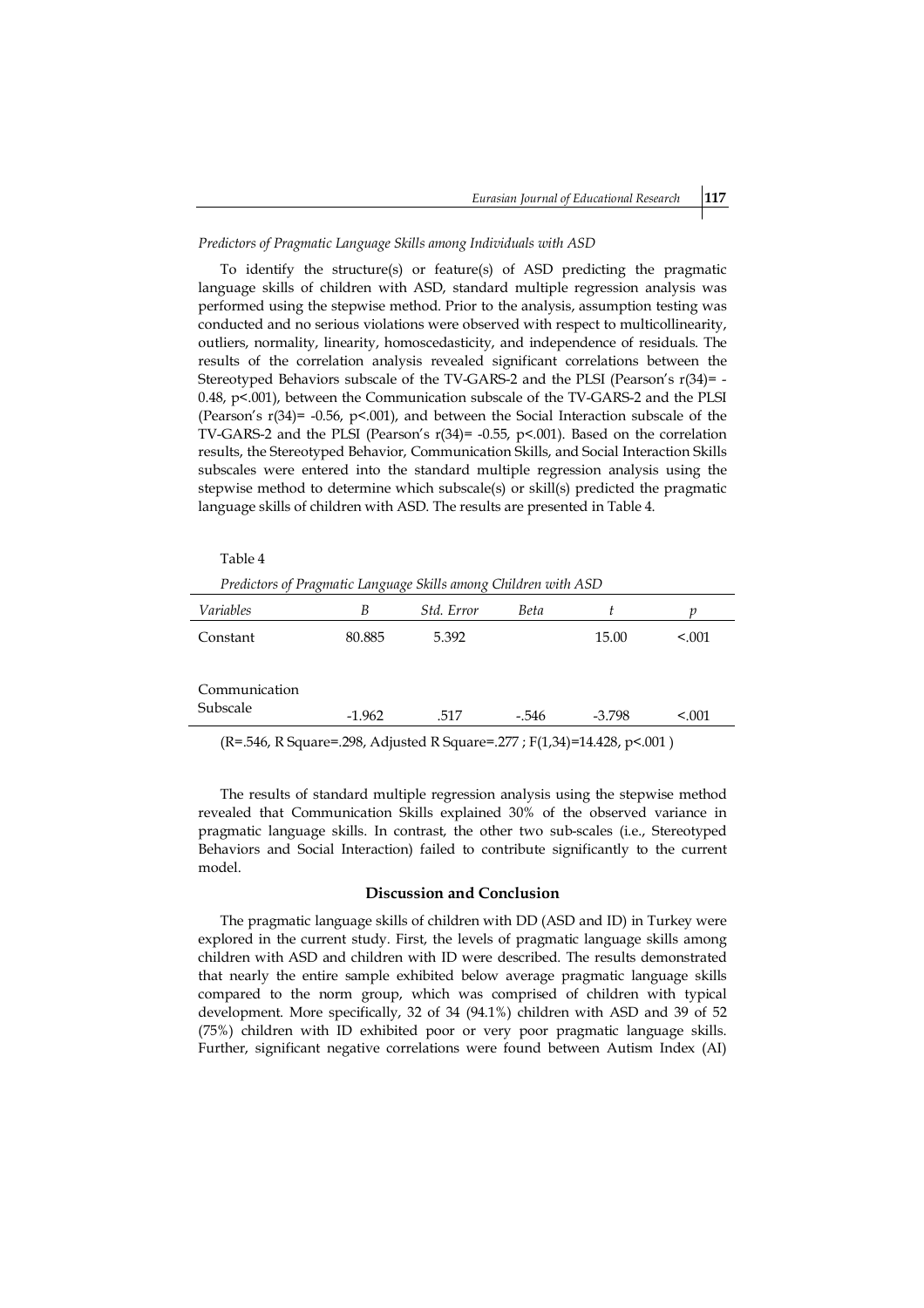*Predictors of Pragmatic Language Skills among Individuals with ASD*

To identify the structure(s) or feature(s) of ASD predicting the pragmatic language skills of children with ASD, standard multiple regression analysis was performed using the stepwise method. Prior to the analysis, assumption testing was conducted and no serious violations were observed with respect to multicollinearity, outliers, normality, linearity, homoscedasticity, and independence of residuals. The results of the correlation analysis revealed significant correlations between the Stereotyped Behaviors subscale of the TV-GARS-2 and the PLSI (Pearson's $r(34)= -0.48$, $p<.001$), between the Communication subscale of the TV-GARS-2 and the PLSI (Pearson's $r(34)= -0.56$, $p<.001$), and between the Social Interaction subscale of the TV-GARS-2 and the PLSI (Pearson's $r(34)= -0.55$, $p<.001$). Based on the correlation results, the Stereotyped Behavior, Communication Skills, and Social Interaction Skills subscales were entered into the standard multiple regression analysis using the stepwise method to determine which subscale(s) or skill(s) predicted the pragmatic language skills of children with ASD. The results are presented in Table 4.

Table 4

*Predictors of Pragmatic Language Skills among Children with ASD*

| *Variables* | *B* | *Std. Error* | *Beta* | *t* | *p* |
|---|---|---|---|---|---|
| Constant | 80.885 | 5.392 | | 15.00 | <.001 |
| Communication Subscale | -1.962 | .517 | -.546 | -3.798 | <.001 |

(R=.546, R Square=.298, Adjusted R Square=.277 ; $F(1,34)=14.428$, $p<.001$ )

The results of standard multiple regression analysis using the stepwise method revealed that Communication Skills explained 30% of the observed variance in pragmatic language skills. In contrast, the other two sub-scales (i.e., Stereotyped Behaviors and Social Interaction) failed to contribute significantly to the current model.

## Discussion and Conclusion

The pragmatic language skills of children with DD (ASD and ID) in Turkey were explored in the current study. First, the levels of pragmatic language skills among children with ASD and children with ID were described. The results demonstrated that nearly the entire sample exhibited below average pragmatic language skills compared to the norm group, which was comprised of children with typical development. More specifically, 32 of 34 (94.1%) children with ASD and 39 of 52 (75%) children with ID exhibited poor or very poor pragmatic language skills. Further, significant negative correlations were found between Autism Index (AI)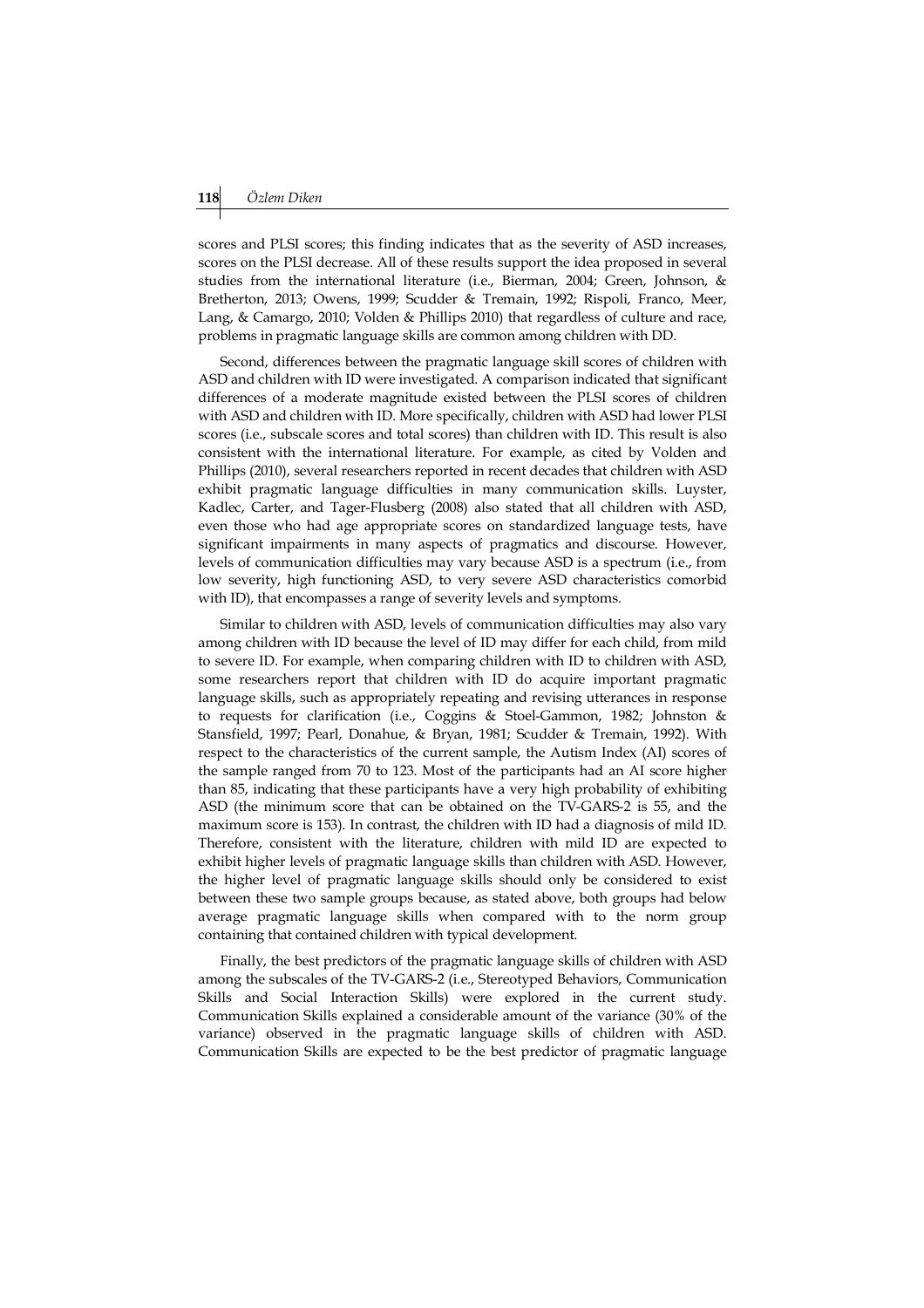scores and PLSI scores; this finding indicates that as the severity of ASD increases, scores on the PLSI decrease. All of these results support the idea proposed in several studies from the international literature (i.e., Bierman, 2004; Green, Johnson, & Bretherton, 2013; Owens, 1999; Scudder & Tremain, 1992; Rispoli, Franco, Meer, Lang, & Camargo, 2010; Volden & Phillips 2010) that regardless of culture and race, problems in pragmatic language skills are common among children with DD.

Second, differences between the pragmatic language skill scores of children with ASD and children with ID were investigated. A comparison indicated that significant differences of a moderate magnitude existed between the PLSI scores of children with ASD and children with ID. More specifically, children with ASD had lower PLSI scores (i.e., subscale scores and total scores) than children with ID. This result is also consistent with the international literature. For example, as cited by Volden and Phillips (2010), several researchers reported in recent decades that children with ASD exhibit pragmatic language difficulties in many communication skills. Luyster, Kadlec, Carter, and Tager-Flusberg (2008) also stated that all children with ASD, even those who had age appropriate scores on standardized language tests, have significant impairments in many aspects of pragmatics and discourse. However, levels of communication difficulties may vary because ASD is a spectrum (i.e., from low severity, high functioning ASD, to very severe ASD characteristics comorbid with ID), that encompasses a range of severity levels and symptoms.

Similar to children with ASD, levels of communication difficulties may also vary among children with ID because the level of ID may differ for each child, from mild to severe ID. For example, when comparing children with ID to children with ASD, some researchers report that children with ID do acquire important pragmatic language skills, such as appropriately repeating and revising utterances in response to requests for clarification (i.e., Coggins & Stoel-Gammon, 1982; Johnston & Stansfield, 1997; Pearl, Donahue, & Bryan, 1981; Scudder & Tremain, 1992). With respect to the characteristics of the current sample, the Autism Index (AI) scores of the sample ranged from 70 to 123. Most of the participants had an AI score higher than 85, indicating that these participants have a very high probability of exhibiting ASD (the minimum score that can be obtained on the TV-GARS-2 is 55, and the maximum score is 153). In contrast, the children with ID had a diagnosis of mild ID. Therefore, consistent with the literature, children with mild ID are expected to exhibit higher levels of pragmatic language skills than children with ASD. However, the higher level of pragmatic language skills should only be considered to exist between these two sample groups because, as stated above, both groups had below average pragmatic language skills when compared with to the norm group containing that contained children with typical development.

Finally, the best predictors of the pragmatic language skills of children with ASD among the subscales of the TV-GARS-2 (i.e., Stereotyped Behaviors, Communication Skills and Social Interaction Skills) were explored in the current study. Communication Skills explained a considerable amount of the variance (30% of the variance) observed in the pragmatic language skills of children with ASD. Communication Skills are expected to be the best predictor of pragmatic language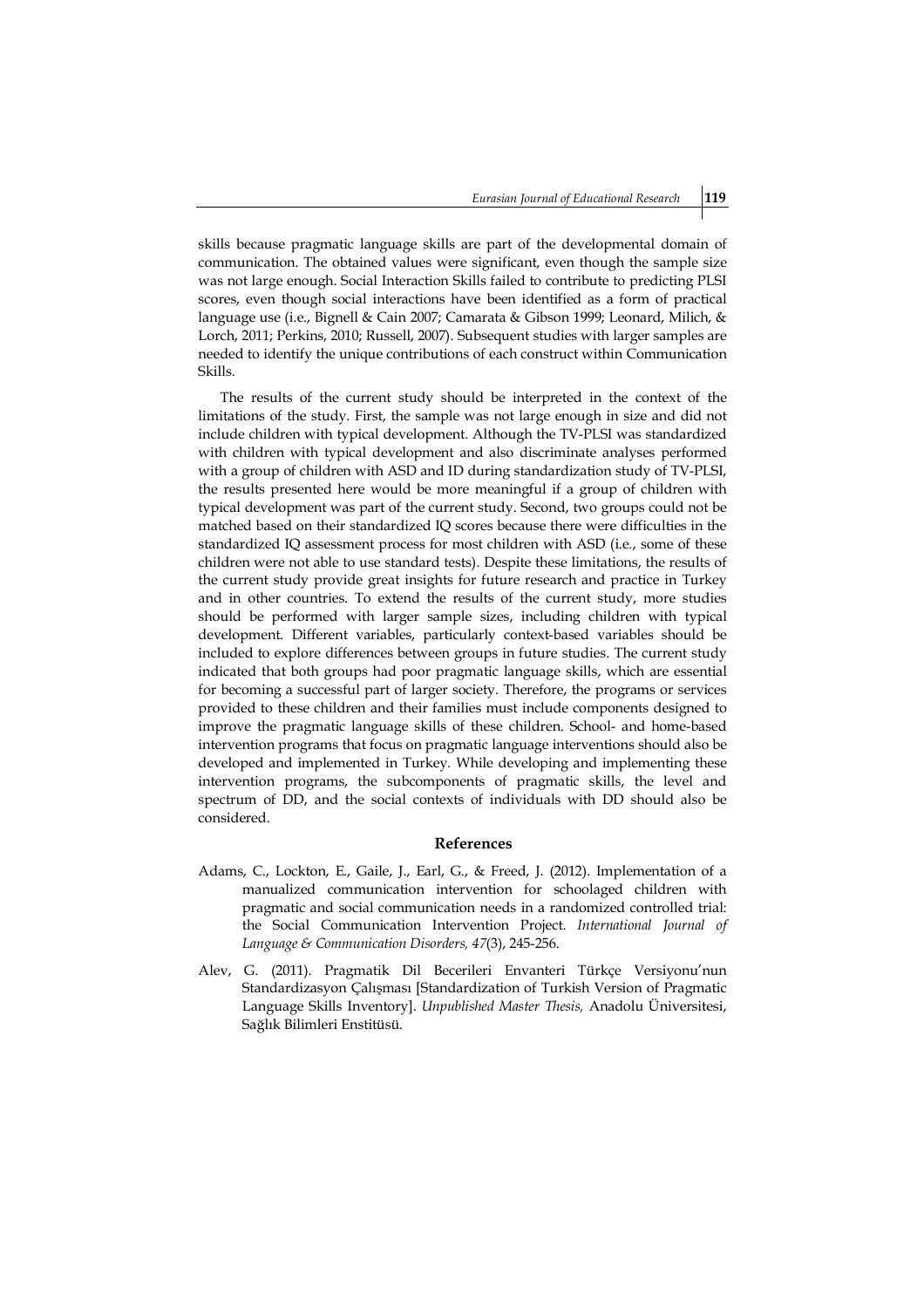skills because pragmatic language skills are part of the developmental domain of communication. The obtained values were significant, even though the sample size was not large enough. Social Interaction Skills failed to contribute to predicting PLSI scores, even though social interactions have been identified as a form of practical language use (i.e., Bignell & Cain 2007; Camarata & Gibson 1999; Leonard, Milich, & Lorch, 2011; Perkins, 2010; Russell, 2007). Subsequent studies with larger samples are needed to identify the unique contributions of each construct within Communication Skills.

The results of the current study should be interpreted in the context of the limitations of the study. First, the sample was not large enough in size and did not include children with typical development. Although the TV-PLSI was standardized with children with typical development and also discriminate analyses performed with a group of children with ASD and ID during standardization study of TV-PLSI, the results presented here would be more meaningful if a group of children with typical development was part of the current study. Second, two groups could not be matched based on their standardized IQ scores because there were difficulties in the standardized IQ assessment process for most children with ASD (i.e., some of these children were not able to use standard tests). Despite these limitations, the results of the current study provide great insights for future research and practice in Turkey and in other countries. To extend the results of the current study, more studies should be performed with larger sample sizes, including children with typical development. Different variables, particularly context-based variables should be included to explore differences between groups in future studies. The current study indicated that both groups had poor pragmatic language skills, which are essential for becoming a successful part of larger society. Therefore, the programs or services provided to these children and their families must include components designed to improve the pragmatic language skills of these children. School- and home-based intervention programs that focus on pragmatic language interventions should also be developed and implemented in Turkey. While developing and implementing these intervention programs, the subcomponents of pragmatic skills, the level and spectrum of DD, and the social contexts of individuals with DD should also be considered.

## References

Adams, C., Lockton, E., Gaile, J., Earl, G., & Freed, J. (2012). Implementation of a manualized communication intervention for schoolaged children with pragmatic and social communication needs in a randomized controlled trial: the Social Communication Intervention Project. *International Journal of Language & Communication Disorders, 47*(3), 245-256.

Alev, G. (2011). Pragmatik Dil Becerileri Envanteri Türkçe Versiyonu'nun Standardizasyon Çalışması [Standardization of Turkish Version of Pragmatic Language Skills Inventory]. *Unpublished Master Thesis,* Anadolu Üniversitesi, Sağlık Bilimleri Enstitüsü.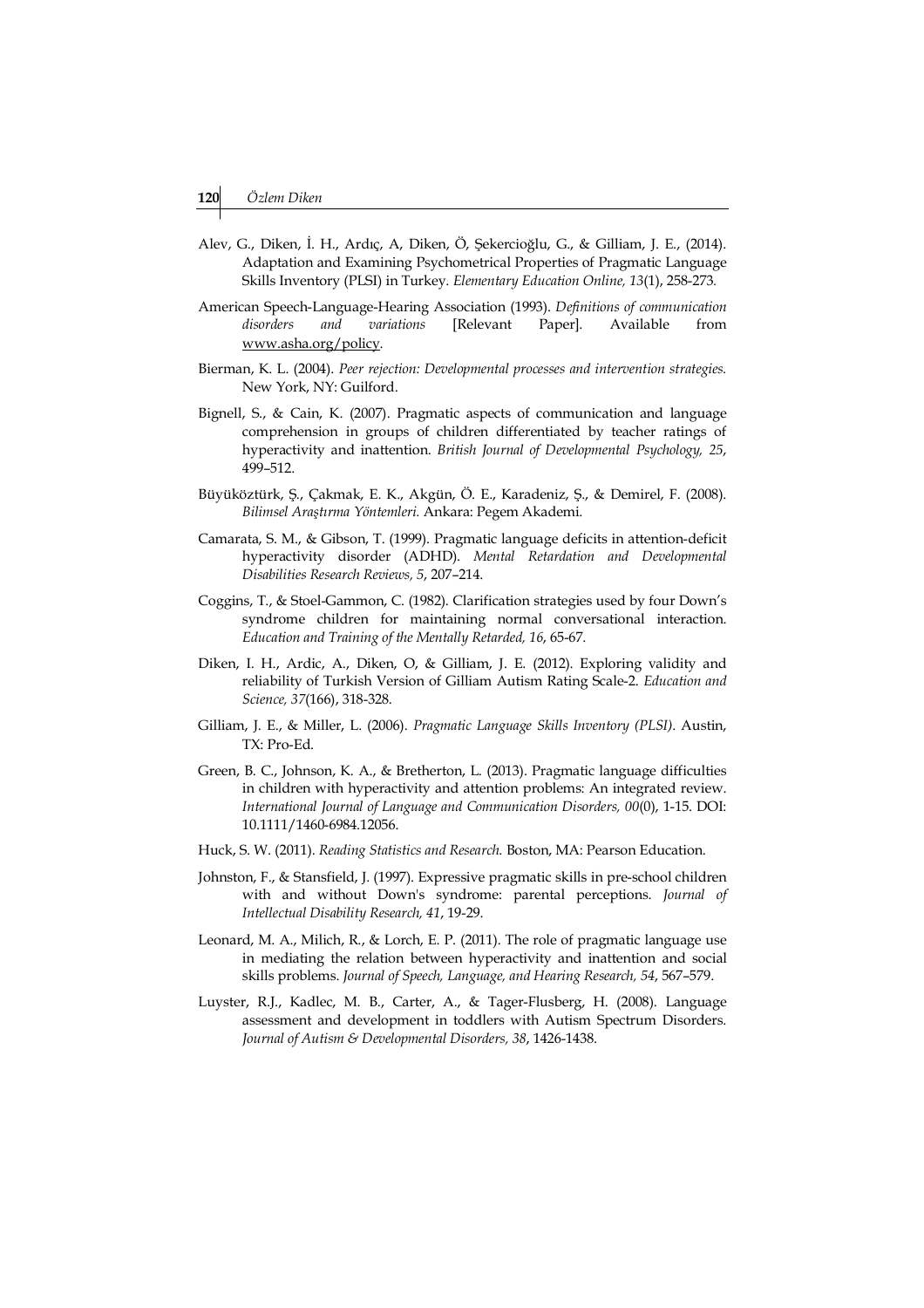Alev, G., Diken, İ. H., Ardıç, A, Diken, Ö, Şekercioğlu, G., & Gilliam, J. E., (2014). Adaptation and Examining Psychometrical Properties of Pragmatic Language Skills Inventory (PLSI) in Turkey. *Elementary Education Online, 13*(1), 258-273.

American Speech-Language-Hearing Association (1993). *Definitions of communication disorders and variations* [Relevant Paper]. Available from www.asha.org/policy.

Bierman, K. L. (2004). *Peer rejection: Developmental processes and intervention strategies.* New York, NY: Guilford.

Bignell, S., & Cain, K. (2007). Pragmatic aspects of communication and language comprehension in groups of children differentiated by teacher ratings of hyperactivity and inattention. *British Journal of Developmental Psychology, 25*, 499–512.

Büyüköztürk, Ş., Çakmak, E. K., Akgün, Ö. E., Karadeniz, Ş., & Demirel, F. (2008). *Bilimsel Araştırma Yöntemleri.* Ankara: Pegem Akademi.

Camarata, S. M., & Gibson, T. (1999). Pragmatic language deficits in attention-deficit hyperactivity disorder (ADHD). *Mental Retardation and Developmental Disabilities Research Reviews, 5*, 207–214.

Coggins, T., & Stoel-Gammon, C. (1982). Clarification strategies used by four Down's syndrome children for maintaining normal conversational interaction. *Education and Training of the Mentally Retarded, 16*, 65-67.

Diken, I. H., Ardic, A., Diken, O, & Gilliam, J. E. (2012). Exploring validity and reliability of Turkish Version of Gilliam Autism Rating Scale-2. *Education and Science, 37*(166), 318-328.

Gilliam, J. E., & Miller, L. (2006). *Pragmatic Language Skills Inventory (PLSI).* Austin, TX: Pro-Ed.

Green, B. C., Johnson, K. A., & Bretherton, L. (2013). Pragmatic language difficulties in children with hyperactivity and attention problems: An integrated review. *International Journal of Language and Communication Disorders, 00*(0), 1-15. DOI: 10.1111/1460-6984.12056.

Huck, S. W. (2011). *Reading Statistics and Research.* Boston, MA: Pearson Education.

Johnston, F., & Stansfield, J. (1997). Expressive pragmatic skills in pre-school children with and without Down's syndrome: parental perceptions. *Journal of Intellectual Disability Research, 41*, 19-29.

Leonard, M. A., Milich, R., & Lorch, E. P. (2011). The role of pragmatic language use in mediating the relation between hyperactivity and inattention and social skills problems. *Journal of Speech, Language, and Hearing Research, 54*, 567–579.

Luyster, R.J., Kadlec, M. B., Carter, A., & Tager-Flusberg, H. (2008). Language assessment and development in toddlers with Autism Spectrum Disorders. *Journal of Autism & Developmental Disorders, 38*, 1426-1438.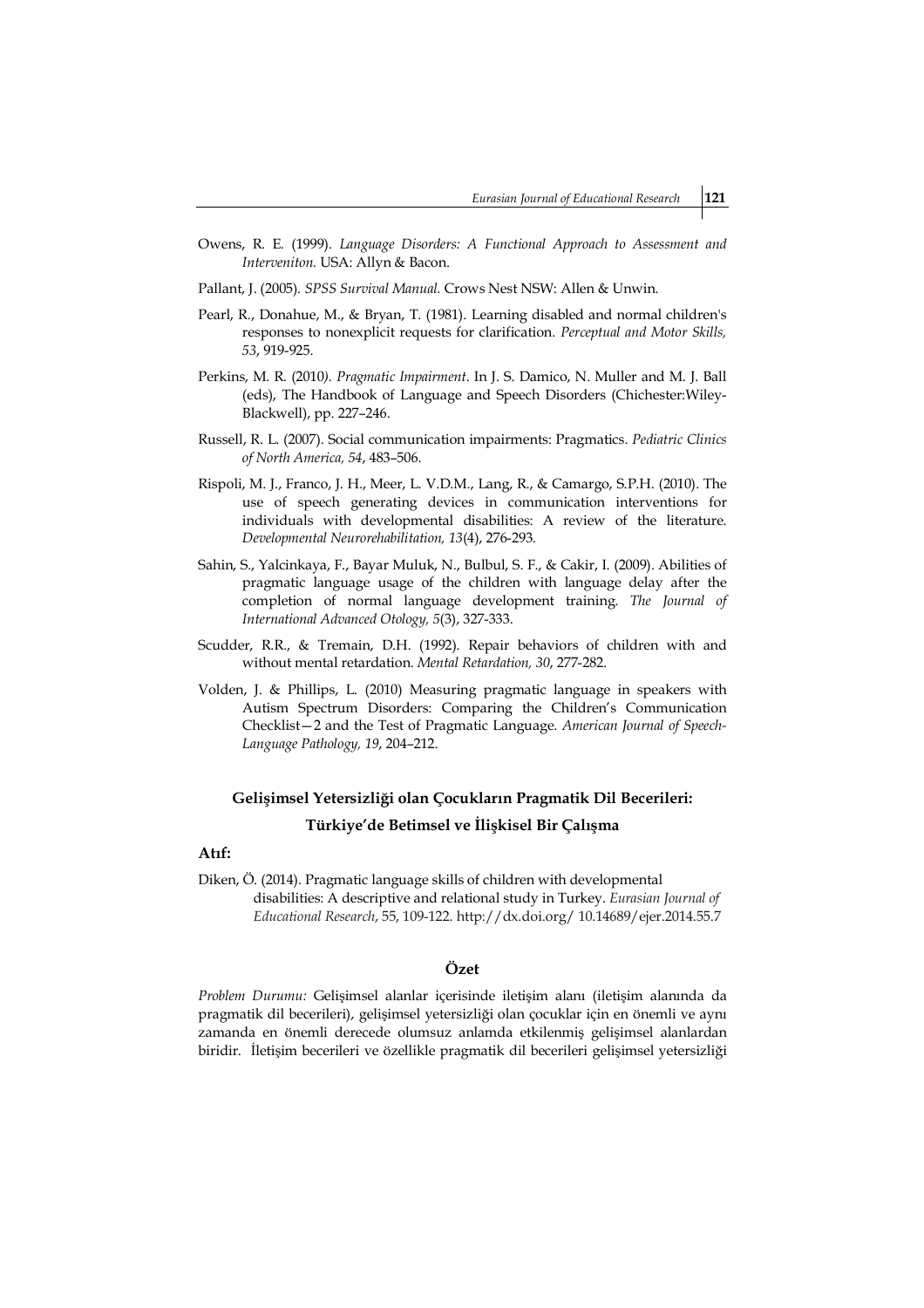Owens, R. E. (1999). *Language Disorders: A Functional Approach to Assessment and Interveniton.* USA: Allyn & Bacon.

Pallant, J. (2005). *SPSS Survival Manual.* Crows Nest NSW: Allen & Unwin.

Pearl, R., Donahue, M., & Bryan, T. (1981). Learning disabled and normal children's responses to nonexplicit requests for clarification. *Perceptual and Motor Skills, 53*, 919-925.

Perkins, M. R. (2010*). Pragmatic Impairment*. In J. S. Damico, N. Muller and M. J. Ball (eds), The Handbook of Language and Speech Disorders (Chichester:Wiley-Blackwell), pp. 227–246.

Russell, R. L. (2007). Social communication impairments: Pragmatics. *Pediatric Clinics of North America, 54*, 483–506.

Rispoli, M. J., Franco, J. H., Meer, L. V.D.M., Lang, R., & Camargo, S.P.H. (2010). The use of speech generating devices in communication interventions for individuals with developmental disabilities: A review of the literature. *Developmental Neurorehabilitation, 13*(4), 276-293.

Sahin, S., Yalcinkaya, F., Bayar Muluk, N., Bulbul, S. F., & Cakir, I. (2009). Abilities of pragmatic language usage of the children with language delay after the completion of normal language development training. *The Journal of International Advanced Otology, 5*(3), 327-333.

Scudder, R.R., & Tremain, D.H. (1992). Repair behaviors of children with and without mental retardation. *Mental Retardation, 30*, 277-282.

Volden, J. & Phillips, L. (2010) Measuring pragmatic language in speakers with Autism Spectrum Disorders: Comparing the Children's Communication Checklist—2 and the Test of Pragmatic Language. *American Journal of Speech-Language Pathology, 19*, 204–212.

## Gelişimsel Yetersizliği olan Çocukların Pragmatik Dil Becerileri: Türkiye'de Betimsel ve İlişkisel Bir Çalışma

**Atıf:**

Diken, Ö. (2014). Pragmatic language skills of children with developmental disabilities: A descriptive and relational study in Turkey. *Eurasian Journal of Educational Research*, 55, 109-122. http://dx.doi.org/ 10.14689/ejer.2014.55.7

### Özet

*Problem Durumu:* Gelişimsel alanlar içerisinde iletişim alanı (iletişim alanında da pragmatik dil becerileri), gelişimsel yetersizliği olan çocuklar için en önemli ve aynı zamanda en önemli derecede olumsuz anlamda etkilenmiş gelişimsel alanlardan biridir. İletişim becerileri ve özellikle pragmatik dil becerileri gelişimsel yetersizliği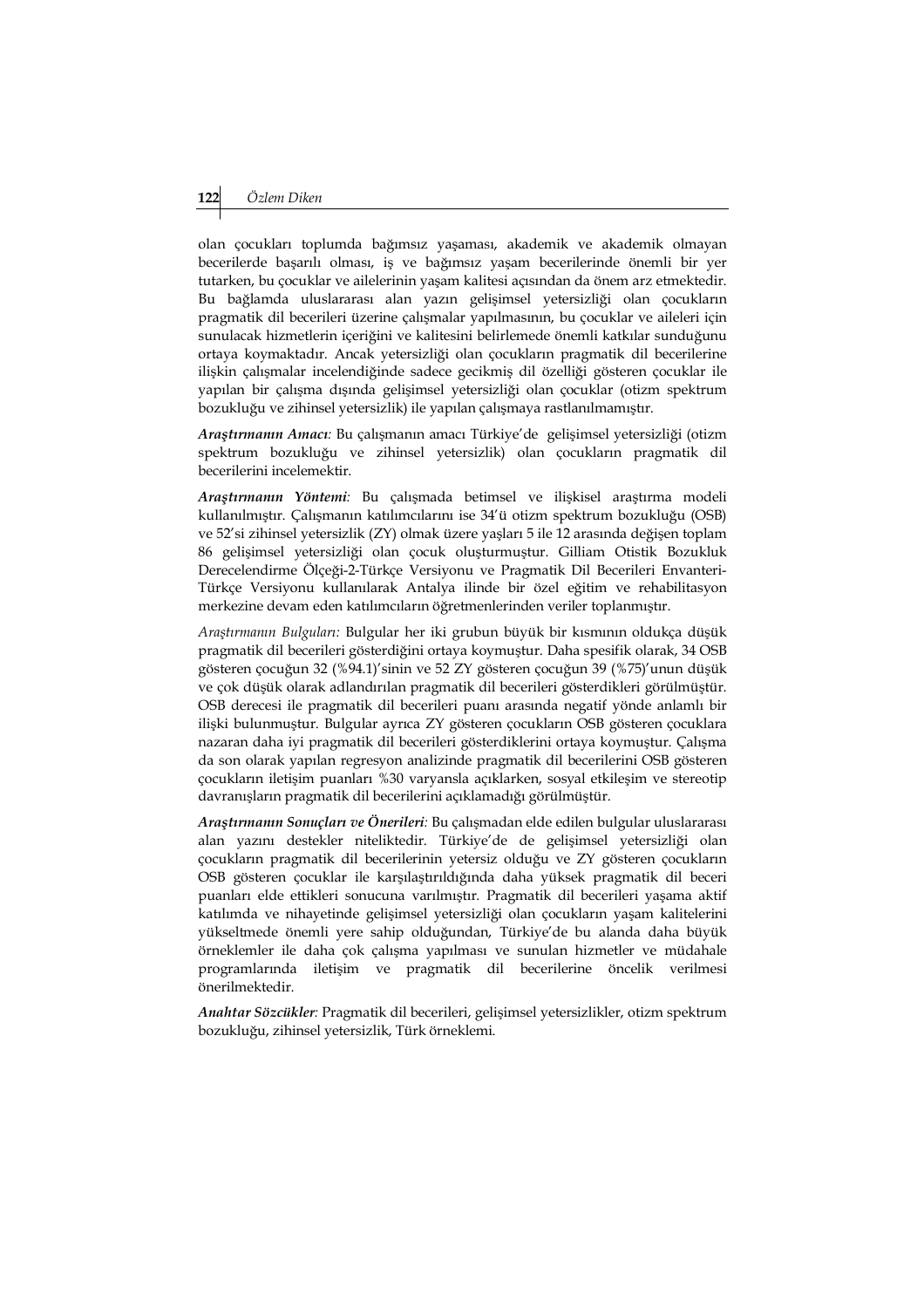olan çocukları toplumda bağımsız yaşaması, akademik ve akademik olmayan becerilerde başarılı olması, iş ve bağımsız yaşam becerilerinde önemli bir yer tutarken, bu çocuklar ve ailelerinin yaşam kalitesi açısından da önem arz etmektedir. Bu bağlamda uluslararası alan yazın gelişimsel yetersizliği olan çocukların pragmatik dil becerileri üzerine çalışmalar yapılmasının, bu çocuklar ve aileleri için sunulacak hizmetlerin içeriğini ve kalitesini belirlemede önemli katkılar sunduğunu ortaya koymaktadır. Ancak yetersizliği olan çocukların pragmatik dil becerilerine ilişkin çalışmalar incelendiğinde sadece gecikmiş dil özelliği gösteren çocuklar ile yapılan bir çalışma dışında gelişimsel yetersizliği olan çocuklar (otizm spektrum bozukluğu ve zihinsel yetersizlik) ile yapılan çalışmaya rastlanılmamıştır.

***Araştırmanın Amacı:*** Bu çalışmanın amacı Türkiye'de gelişimsel yetersizliği (otizm spektrum bozukluğu ve zihinsel yetersizlik) olan çocukların pragmatik dil becerilerini incelemektir.

***Araştırmanın Yöntemi:*** Bu çalışmada betimsel ve ilişkisel araştırma modeli kullanılmıştır. Çalışmanın katılımcılarını ise 34'ü otizm spektrum bozukluğu (OSB) ve 52'si zihinsel yetersizlik (ZY) olmak üzere yaşları 5 ile 12 arasında değişen toplam 86 gelişimsel yetersizliği olan çocuk oluşturmuştur. Gilliam Otistik Bozukluk Derecelendirme Ölçeği-2-Türkçe Versiyonu ve Pragmatik Dil Becerileri Envanteri-Türkçe Versiyonu kullanılarak Antalya ilinde bir özel eğitim ve rehabilitasyon merkezine devam eden katılımcıların öğretmenlerinden veriler toplanmıştır.

*Araştırmanın Bulguları:* Bulgular her iki grubun büyük bir kısmının oldukça düşük pragmatik dil becerileri gösterdiğini ortaya koymuştur. Daha spesifik olarak, 34 OSB gösteren çocuğun 32 (%94.1)'sinin ve 52 ZY gösteren çocuğun 39 (%75)'unun düşük ve çok düşük olarak adlandırılan pragmatik dil becerileri gösterdikleri görülmüştür. OSB derecesi ile pragmatik dil becerileri puanı arasında negatif yönde anlamlı bir ilişki bulunmuştur. Bulgular ayrıca ZY gösteren çocukların OSB gösteren çocuklara nazaran daha iyi pragmatik dil becerileri gösterdiklerini ortaya koymuştur. Çalışma da son olarak yapılan regresyon analizinde pragmatik dil becerilerini OSB gösteren çocukların iletişim puanları %30 varyansla açıklarken, sosyal etkileşim ve stereotip davranışların pragmatik dil becerilerini açıklamadığı görülmüştür.

***Araştırmanın Sonuçları ve Önerileri:*** Bu çalışmadan elde edilen bulgular uluslararası alan yazını destekler niteliktedir. Türkiye'de de gelişimsel yetersizliği olan çocukların pragmatik dil becerilerinin yetersiz olduğu ve ZY gösteren çocukların OSB gösteren çocuklar ile karşılaştırıldığında daha yüksek pragmatik dil beceri puanları elde ettikleri sonucuna varılmıştır. Pragmatik dil becerileri yaşama aktif katılımda ve nihayetinde gelişimsel yetersizliği olan çocukların yaşam kalitelerini yükseltmede önemli yere sahip olduğundan, Türkiye'de bu alanda daha büyük örneklemler ile daha çok çalışma yapılması ve sunulan hizmetler ve müdahale programlarında iletişim ve pragmatik dil becerilerine öncelik verilmesi önerilmektedir.

***Anahtar Sözcükler:*** Pragmatik dil becerileri, gelişimsel yetersizlikler, otizm spektrum bozukluğu, zihinsel yetersizlik, Türk örneklemi.